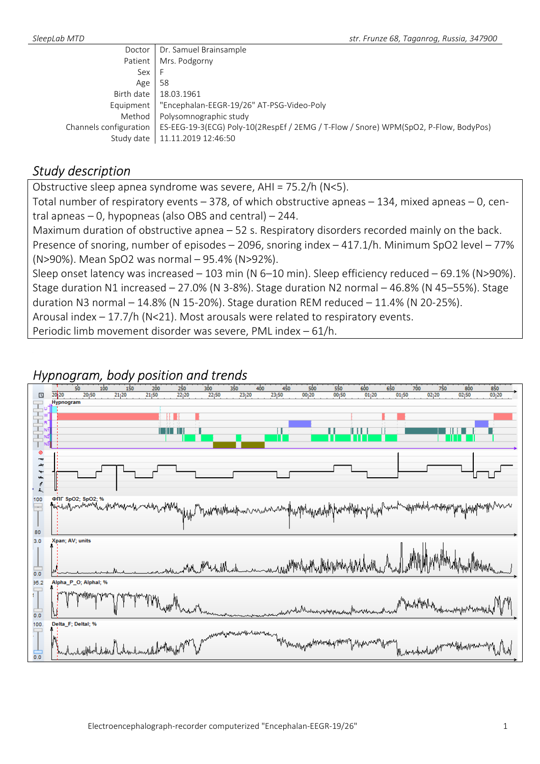SleepLab MTD — str. Frunze 68, Taganrog, Russia, 347900

| | |
|---|---|
| Doctor | Dr. Samuel Brainsample |
| Patient | Mrs. Podgorny |
| Sex | F |
| Age | 58 |
| Birth date | 18.03.1961 |
| Equipment | "Encephalan-EEGR-19/26" AT-PSG-Video-Poly |
| Method | Polysomnographic study |
| Channels configuration | ES-EEG-19-3(ECG) Poly-10(2RespEf / 2EMG / T-Flow / Snore) WPM(SpO2, P-Flow, BodyPos) |
| Study date | 11.11.2019 12:46:50 |

## *Study description*

Obstructive sleep apnea syndrome was severe, AHI = 75.2/h (N<5).
Total number of respiratory events – 378, of which obstructive apneas – 134, mixed apneas – 0, central apneas – 0, hypopneas (also OBS and central) – 244.
Maximum duration of obstructive apnea – 52 s. Respiratory disorders recorded mainly on the back.
Presence of snoring, number of episodes – 2096, snoring index – 417.1/h. Minimum SpO2 level – 77% (N>90%). Mean SpO2 was normal – 95.4% (N>92%).
Sleep onset latency was increased – 103 min (N 6–10 min). Sleep efficiency reduced – 69.1% (N>90%).
Stage duration N1 increased – 27.0% (N 3-8%). Stage duration N2 normal – 46.8% (N 45–55%). Stage duration N3 normal – 14.8% (N 15-20%). Stage duration REM reduced – 11.4% (N 20-25%).
Arousal index – 17.7/h (N<21). Most arousals were related to respiratory events.
Periodic limb movement disorder was severe, PML index – 61/h.

## *Hypnogram, body position and trends*

50 100 150 200 250 300 350 400 450 500 550 600 650 700 750 800 850
20:20 20:50 21:20 21:50 22:20 22:50 23:20 23:50 00:20 00:50 01:20 01:50 02:20 02:50 03:20

Hypnogram
U
W
R
N1
N2
N3

100
ФПГ SpO2; SpO2; %
80

3.0
Храп; AV; units
0.0

95.2
Alpha_P_O; Alphal; %
0.0

100.
Delta_F; Deltal; %
0.0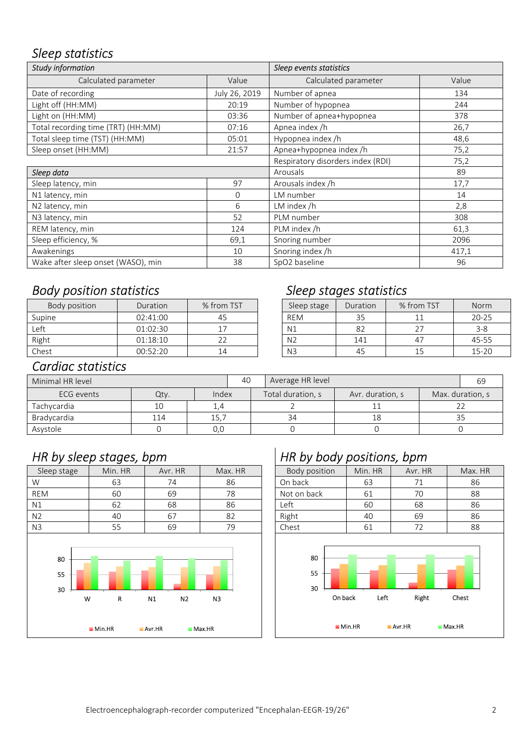## *Sleep statistics*

| *Study information* | | *Sleep events statistics* | |
|---|---|---|---|
| Calculated parameter | Value | Calculated parameter | Value |
| Date of recording | July 26, 2019 | Number of apnea | 134 |
| Light off (HH:MM) | 20:19 | Number of hypopnea | 244 |
| Light on (HH:MM) | 03:36 | Number of apnea+hypopnea | 378 |
| Total recording time (TRT) (HH:MM) | 07:16 | Apnea index /h | 26,7 |
| Total sleep time (TST) (HH:MM) | 05:01 | Hypopnea index /h | 48,6 |
| Sleep onset (HH:MM) | 21:57 | Apnea+hypopnea index /h | 75,2 |
| | | Respiratory disorders index (RDI) | 75,2 |
| *Sleep data* | | Arousals | 89 |
| Sleep latency, min | 97 | Arousals index /h | 17,7 |
| N1 latency, min | 0 | LM number | 14 |
| N2 latency, min | 6 | LM index /h | 2,8 |
| N3 latency, min | 52 | PLM number | 308 |
| REM latency, min | 124 | PLM index /h | 61,3 |
| Sleep efficiency, % | 69,1 | Snoring number | 2096 |
| Awakenings | 10 | Snoring index /h | 417,1 |
| Wake after sleep onset (WASO), min | 38 | SpO2 baseline | 96 |

## *Body position statistics*

| Body position | Duration | % from TST |
|---|---|---|
| Supine | 02:41:00 | 45 |
| Left | 01:02:30 | 17 |
| Right | 01:18:10 | 22 |
| Chest | 00:52:20 | 14 |

## *Sleep stages statistics*

| Sleep stage | Duration | % from TST | Norm |
|---|---|---|---|
| REM | 35 | 11 | 20-25 |
| N1 | 82 | 27 | 3-8 |
| N2 | 141 | 47 | 45-55 |
| N3 | 45 | 15 | 15-20 |

## *Cardiac statistics*

| Minimal HR level | | 40 | Average HR level | | 69 |
|---|---|---|---|---|---|
| ECG events | Qty. | Index | Total duration, s | Avr. duration, s | Max. duration, s |
| Tachycardia | 10 | 1,4 | 2 | 11 | 22 |
| Bradycardia | 114 | 15,7 | 34 | 18 | 35 |
| Asystole | 0 | 0,0 | 0 | 0 | 0 |

## *HR by sleep stages, bpm*

| Sleep stage | Min. HR | Avr. HR | Max. HR |
|---|---|---|---|
| W | 63 | 74 | 86 |
| REM | 60 | 69 | 78 |
| N1 | 62 | 68 | 86 |
| N2 | 40 | 67 | 82 |
| N3 | 55 | 69 | 79 |

80
55
30
W R N1 N2 N3
Min.HR Avr.HR Max.HR

## *HR by body positions, bpm*

| Body position | Min. HR | Avr. HR | Max. HR |
|---|---|---|---|
| On back | 63 | 71 | 86 |
| Not on back | 61 | 70 | 88 |
| Left | 60 | 68 | 86 |
| Right | 40 | 69 | 86 |
| Chest | 61 | 72 | 88 |

80
55
30
On back Left Right Chest
Min.HR Avr.HR Max.HR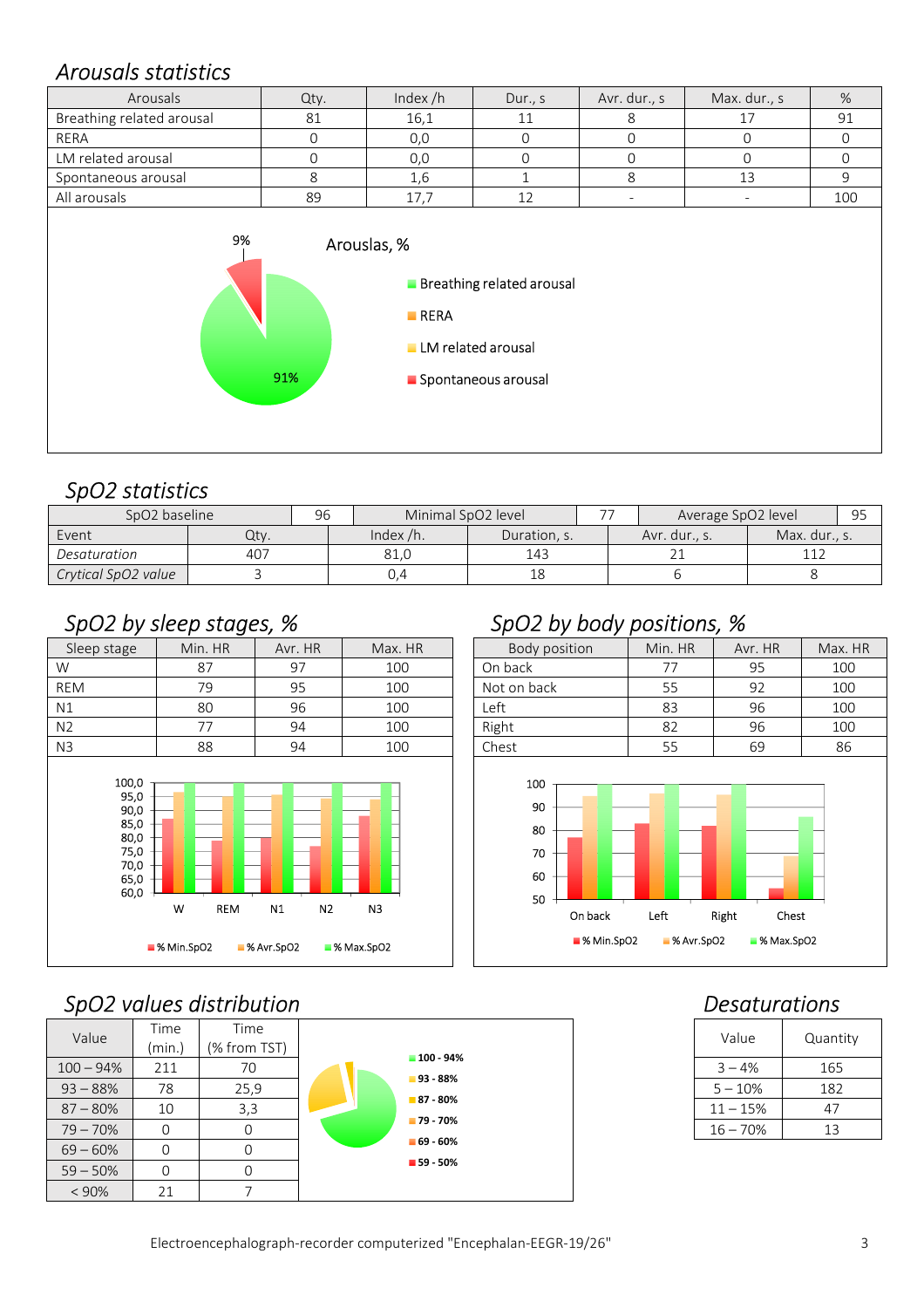## *Arousals statistics*

| Arousals | Qty. | Index /h | Dur., s | Avr. dur., s | Max. dur., s | % |
|---|---|---|---|---|---|---|
| Breathing related arousal | 81 | 16,1 | 11 | 8 | 17 | 91 |
| RERA | 0 | 0,0 | 0 | 0 | 0 | 0 |
| LM related arousal | 0 | 0,0 | 0 | 0 | 0 | 0 |
| Spontaneous arousal | 8 | 1,6 | 1 | 8 | 13 | 9 |
| All arousals | 89 | 17,7 | 12 | - | - | 100 |

Arouslas, %

9%

91%

Breathing related arousal

RERA

LM related arousal

Spontaneous arousal

## *SpO2 statistics*

| SpO2 baseline | | 96 | Minimal SpO2 level | | 77 | Average SpO2 level | 95 |
|---|---|---|---|---|---|---|---|
| Event | Qty. | | Index /h. | Duration, s. | | Avr. dur., s. | Max. dur., s. |
| *Desaturation* | 407 | | 81,0 | 143 | | 21 | 112 |
| *Crytical SpO2 value* | 3 | | 0,4 | 18 | | 6 | 8 |

## *SpO2 by sleep stages, %*

| Sleep stage | Min. HR | Avr. HR | Max. HR |
|---|---|---|---|
| W | 87 | 97 | 100 |
| REM | 79 | 95 | 100 |
| N1 | 80 | 96 | 100 |
| N2 | 77 | 94 | 100 |
| N3 | 88 | 94 | 100 |

100,0
95,0
90,0
85,0
80,0
75,0
70,0
65,0
60,0

W REM N1 N2 N3

% Min.SpO2 % Avr.SpO2 % Max.SpO2

## *SpO2 by body positions, %*

| Body position | Min. HR | Avr. HR | Max. HR |
|---|---|---|---|
| On back | 77 | 95 | 100 |
| Not on back | 55 | 92 | 100 |
| Left | 83 | 96 | 100 |
| Right | 82 | 96 | 100 |
| Chest | 55 | 69 | 86 |

100
90
80
70
60
50

On back Left Right Chest

% Min.SpO2 % Avr.SpO2 % Max.SpO2

## *SpO2 values distribution*

| Value | Time (min.) | Time (% from TST) |
|---|---|---|
| 100 – 94% | 211 | 70 |
| 93 – 88% | 78 | 25,9 |
| 87 – 80% | 10 | 3,3 |
| 79 – 70% | 0 | 0 |
| 69 – 60% | 0 | 0 |
| 59 – 50% | 0 | 0 |
| < 90% | 21 | 7 |

**100 - 94%**
**93 - 88%**
**87 - 80%**
**79 - 70%**
**69 - 60%**
**59 - 50%**

## *Desaturations*

| Value | Quantity |
|---|---|
| 3 – 4% | 165 |
| 5 – 10% | 182 |
| 11 – 15% | 47 |
| 16 – 70% | 13 |

Electroencephalograph-recorder computerized "Encephalan-EEGR-19/26"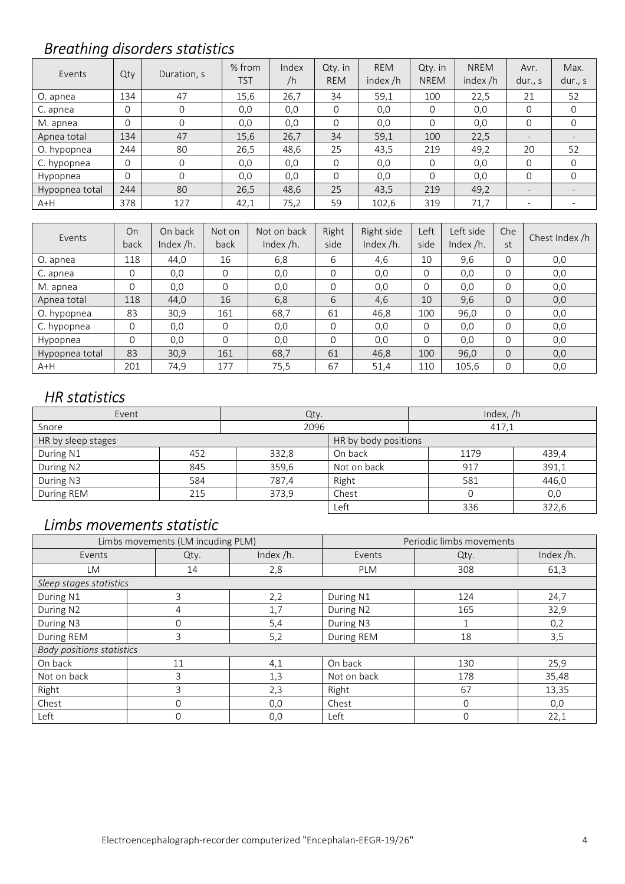## Breathing disorders statistics

| Events | Qty | Duration, s | % from TST | Index /h | Qty. in REM | REM index /h | Qty. in NREM | NREM index /h | Avr. dur., s | Max. dur., s |
|---|---|---|---|---|---|---|---|---|---|---|
| O. apnea | 134 | 47 | 15,6 | 26,7 | 34 | 59,1 | 100 | 22,5 | 21 | 52 |
| C. apnea | 0 | 0 | 0,0 | 0,0 | 0 | 0,0 | 0 | 0,0 | 0 | 0 |
| M. apnea | 0 | 0 | 0,0 | 0,0 | 0 | 0,0 | 0 | 0,0 | 0 | 0 |
| Apnea total | 134 | 47 | 15,6 | 26,7 | 34 | 59,1 | 100 | 22,5 | - | - |
| O. hypopnea | 244 | 80 | 26,5 | 48,6 | 25 | 43,5 | 219 | 49,2 | 20 | 52 |
| C. hypopnea | 0 | 0 | 0,0 | 0,0 | 0 | 0,0 | 0 | 0,0 | 0 | 0 |
| Hypopnea | 0 | 0 | 0,0 | 0,0 | 0 | 0,0 | 0 | 0,0 | 0 | 0 |
| Hypopnea total | 244 | 80 | 26,5 | 48,6 | 25 | 43,5 | 219 | 49,2 | - | - |
| A+H | 378 | 127 | 42,1 | 75,2 | 59 | 102,6 | 319 | 71,7 | - | - |

| Events | On back | On back Index /h. | Not on back | Not on back Index /h. | Right side | Right side Index /h. | Left side | Left side Index /h. | Chest | Chest Index /h |
|---|---|---|---|---|---|---|---|---|---|---|
| O. apnea | 118 | 44,0 | 16 | 6,8 | 6 | 4,6 | 10 | 9,6 | 0 | 0,0 |
| C. apnea | 0 | 0,0 | 0 | 0,0 | 0 | 0,0 | 0 | 0,0 | 0 | 0,0 |
| M. apnea | 0 | 0,0 | 0 | 0,0 | 0 | 0,0 | 0 | 0,0 | 0 | 0,0 |
| Apnea total | 118 | 44,0 | 16 | 6,8 | 6 | 4,6 | 10 | 9,6 | 0 | 0,0 |
| O. hypopnea | 83 | 30,9 | 161 | 68,7 | 61 | 46,8 | 100 | 96,0 | 0 | 0,0 |
| C. hypopnea | 0 | 0,0 | 0 | 0,0 | 0 | 0,0 | 0 | 0,0 | 0 | 0,0 |
| Hypopnea | 0 | 0,0 | 0 | 0,0 | 0 | 0,0 | 0 | 0,0 | 0 | 0,0 |
| Hypopnea total | 83 | 30,9 | 161 | 68,7 | 61 | 46,8 | 100 | 96,0 | 0 | 0,0 |
| A+H | 201 | 74,9 | 177 | 75,5 | 67 | 51,4 | 110 | 105,6 | 0 | 0,0 |

## HR statistics

| Event | | | Qty. | | Index, /h |
|---|---|---|---|---|---|
| Snore | | | 2096 | | 417,1 |
| HR by sleep stages | | | HR by body positions | | |
| During N1 | 452 | 332,8 | On back | 1179 | 439,4 |
| During N2 | 845 | 359,6 | Not on back | 917 | 391,1 |
| During N3 | 584 | 787,4 | Right | 581 | 446,0 |
| During REM | 215 | 373,9 | Chest | 0 | 0,0 |
| | | | Left | 336 | 322,6 |

## Limbs movements statistic

| Limbs movements (LM incuding PLM) | | | Periodic limbs movements | | |
|---|---|---|---|---|---|
| Events | Qty. | Index /h. | Events | Qty. | Index /h. |
| LM | 14 | 2,8 | PLM | 308 | 61,3 |
| *Sleep stages statistics* | | | | | |
| During N1 | 3 | 2,2 | During N1 | 124 | 24,7 |
| During N2 | 4 | 1,7 | During N2 | 165 | 32,9 |
| During N3 | 0 | 5,4 | During N3 | 1 | 0,2 |
| During REM | 3 | 5,2 | During REM | 18 | 3,5 |
| *Body positions statistics* | | | | | |
| On back | 11 | 4,1 | On back | 130 | 25,9 |
| Not on back | 3 | 1,3 | Not on back | 178 | 35,48 |
| Right | 3 | 2,3 | Right | 67 | 13,35 |
| Chest | 0 | 0,0 | Chest | 0 | 0,0 |
| Left | 0 | 0,0 | Left | 0 | 22,1 |

Electroencephalograph-recorder computerized "Encephalan-EEGR-19/26"